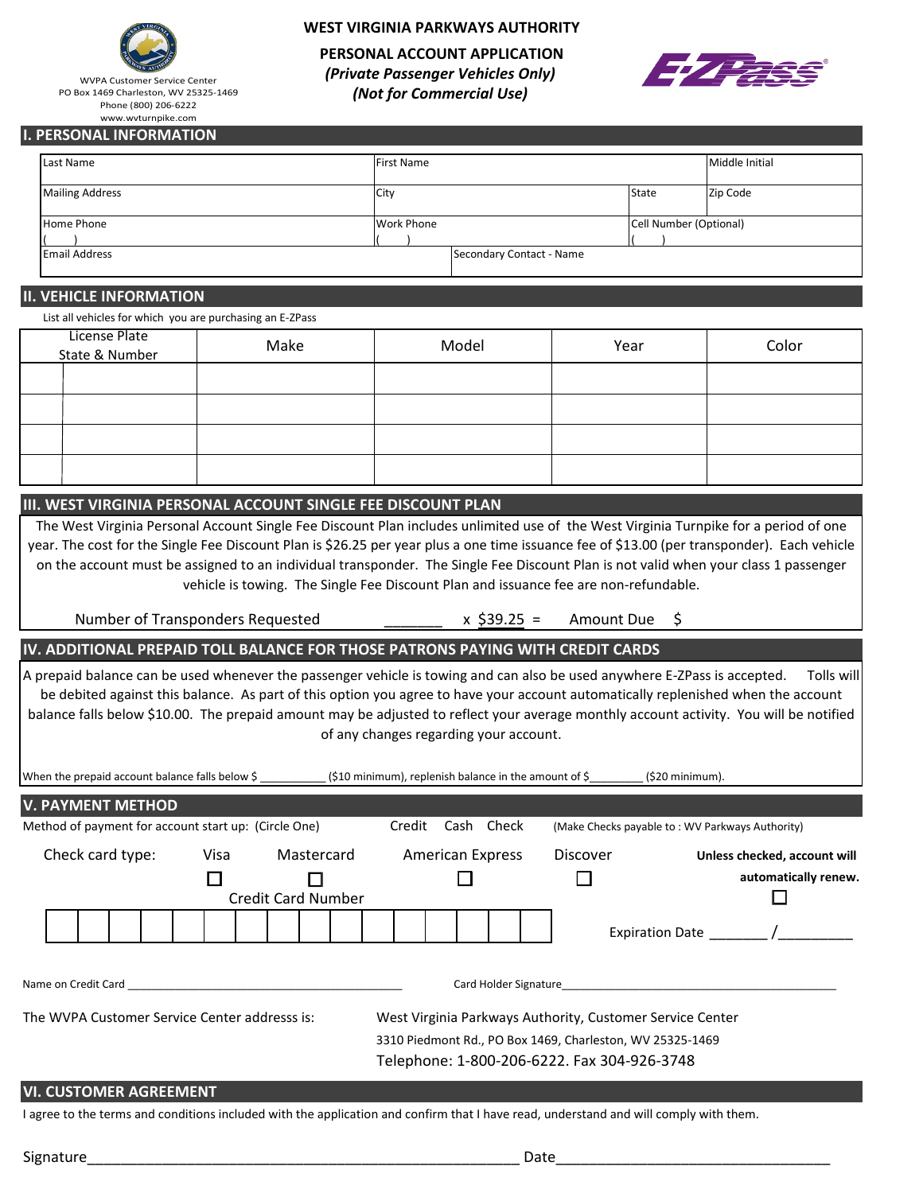WVPA Customer Service Center
PO Box 1469 Charleston, WV 25325-1469
Phone (800) 206-6222
www.wvturnpike.com

# WEST VIRGINIA PARKWAYS AUTHORITY

## PERSONAL ACCOUNT APPLICATION

***(Private Passenger Vehicles Only)***

***(Not for Commercial Use)***

E-ZPass®

## I. PERSONAL INFORMATION

| Last Name | First Name | | Middle Initial |
|---|---|---|---|
| Mailing Address | City | State | Zip Code |
| Home Phone ( ) | Work Phone ( ) | Cell Number (Optional) ( ) | |
| Email Address | Secondary Contact - Name | | |

## II. VEHICLE INFORMATION

List all vehicles for which you are purchasing an E-ZPass

| License Plate State & Number | | Make | Model | Year | Color |
|---|---|---|---|---|---|
| | | | | | |
| | | | | | |
| | | | | | |
| | | | | | |

## III. WEST VIRGINIA PERSONAL ACCOUNT SINGLE FEE DISCOUNT PLAN

The West Virginia Personal Account Single Fee Discount Plan includes unlimited use of the West Virginia Turnpike for a period of one year. The cost for the Single Fee Discount Plan is $26.25 per year plus a one time issuance fee of $13.00 (per transponder). Each vehicle on the account must be assigned to an individual transponder. The Single Fee Discount Plan is not valid when your class 1 passenger vehicle is towing. The Single Fee Discount Plan and issuance fee are non-refundable.

Number of Transponders Requested _______ x $39.25 = Amount Due $

## IV. ADDITIONAL PREPAID TOLL BALANCE FOR THOSE PATRONS PAYING WITH CREDIT CARDS

A prepaid balance can be used whenever the passenger vehicle is towing and can also be used anywhere E-ZPass is accepted. Tolls will be debited against this balance. As part of this option you agree to have your account automatically replenished when the account balance falls below $10.00. The prepaid amount may be adjusted to reflect your average monthly account activity. You will be notified of any changes regarding your account.

When the prepaid account balance falls below $ __________ ($10 minimum), replenish balance in the amount of $________ ($20 minimum).

## V. PAYMENT METHOD

Method of payment for account start up: (Circle One) Credit Cash Check (Make Checks payable to : WV Parkways Authority)

Check card type: Visa ☐ Mastercard ☐ American Express ☐ Discover ☐

**Unless checked, account will automatically renew.** ☐

Credit Card Number

| | | | | | | | | | | | | | | | |
|---|---|---|---|---|---|---|---|---|---|---|---|---|---|---|---|

Expiration Date _______ /_________

Name on Credit Card ____________________________________________ Card Holder Signature___________________________________________

The WVPA Customer Service Center addresss is: West Virginia Parkways Authority, Customer Service Center
3310 Piedmont Rd., PO Box 1469, Charleston, WV 25325-1469
Telephone: 1-800-206-6222. Fax 304-926-3748

## VI. CUSTOMER AGREEMENT

I agree to the terms and conditions included with the application and confirm that I have read, understand and will comply with them.

Signature_______________________________________________________ Date_________________________________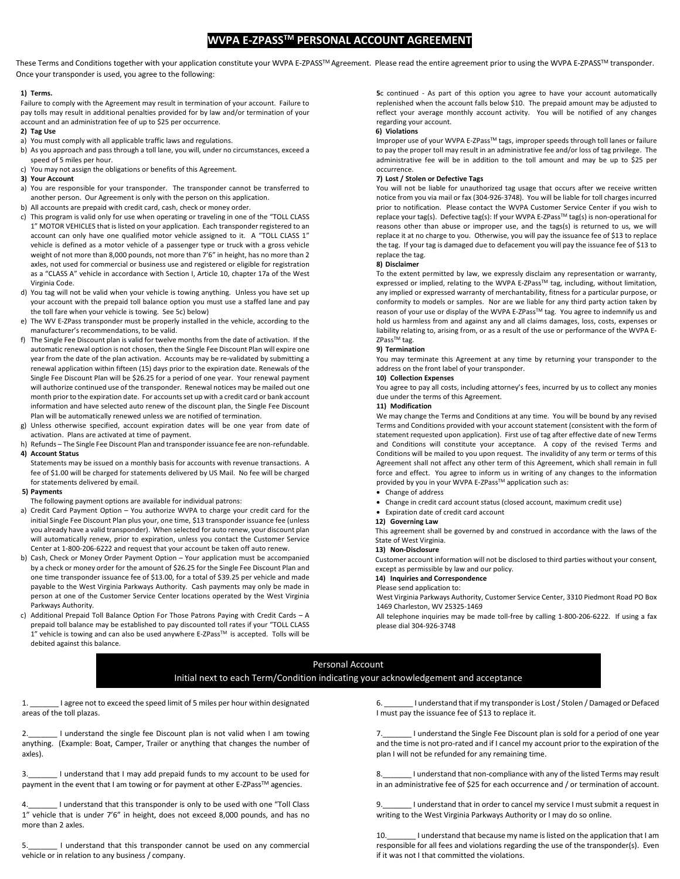# WVPA E-ZPASS™ PERSONAL ACCOUNT AGREEMENT

These Terms and Conditions together with your application constitute your WVPA E-ZPASS™ Agreement. Please read the entire agreement prior to using the WVPA E-ZPASS™ transponder. Once your transponder is used, you agree to the following:

**1) Terms.**

Failure to comply with the Agreement may result in termination of your account. Failure to pay tolls may result in additional penalties provided for by law and/or termination of your account and an administration fee of up to $25 per occurrence.

**2) Tag Use**

a) You must comply with all applicable traffic laws and regulations.
b) As you approach and pass through a toll lane, you will, under no circumstances, exceed a speed of 5 miles per hour.
c) You may not assign the obligations or benefits of this Agreement.

**3) Your Account**

a) You are responsible for your transponder. The transponder cannot be transferred to another person. Our Agreement is only with the person on this application.
b) All accounts are prepaid with credit card, cash, check or money order.
c) This program is valid only for use when operating or traveling in one of the "TOLL CLASS 1" MOTOR VEHICLES that is listed on your application. Each transponder registered to an account can only have one qualified motor vehicle assigned to it. A "TOLL CLASS 1" vehicle is defined as a motor vehicle of a passenger type or truck with a gross vehicle weight of not more than 8,000 pounds, not more than 7'6" in height, has no more than 2 axles, not used for commercial or business use and registered or eligible for registration as a "CLASS A" vehicle in accordance with Section I, Article 10, chapter 17a of the West Virginia Code.
d) You tag will not be valid when your vehicle is towing anything. Unless you have set up your account with the prepaid toll balance option you must use a staffed lane and pay the toll fare when your vehicle is towing. See 5c) below)
e) The WV E-ZPass transponder must be properly installed in the vehicle, according to the manufacturer's recommendations, to be valid.
f) The Single Fee Discount plan is valid for twelve months from the date of activation. If the automatic renewal option is not chosen, then the Single Fee Discount Plan will expire one year from the date of the plan activation. Accounts may be re-validated by submitting a renewal application within fifteen (15) days prior to the expiration date. Renewals of the Single Fee Discount Plan will be $26.25 for a period of one year. Your renewal payment will authorize continued use of the transponder. Renewal notices may be mailed out one month prior to the expiration date. For accounts set up with a credit card or bank account information and have selected auto renew of the discount plan, the Single Fee Discount Plan will be automatically renewed unless we are notified of termination.
g) Unless otherwise specified, account expiration dates will be one year from date of activation. Plans are activated at time of payment.
h) Refunds – The Single Fee Discount Plan and transponder issuance fee are non-refundable.

**4) Account Status**

Statements may be issued on a monthly basis for accounts with revenue transactions. A fee of $1.00 will be charged for statements delivered by US Mail. No fee will be charged for statements delivered by email.

**5) Payments**

The following payment options are available for individual patrons:

a) Credit Card Payment Option – You authorize WVPA to charge your credit card for the initial Single Fee Discount Plan plus your, one time, $13 transponder issuance fee (unless you already have a valid transponder). When selected for auto renew, your discount plan will automatically renew, prior to expiration, unless you contact the Customer Service Center at 1-800-206-6222 and request that your account be taken off auto renew.
b) Cash, Check or Money Order Payment Option – Your application must be accompanied by a check or money order for the amount of $26.25 for the Single Fee Discount Plan and one time transponder issuance fee of $13.00, for a total of $39.25 per vehicle and made payable to the West Virginia Parkways Authority. Cash payments may only be made in person at one of the Customer Service Center locations operated by the West Virginia Parkways Authority.
c) Additional Prepaid Toll Balance Option For Those Patrons Paying with Credit Cards – A prepaid toll balance may be established to pay discounted toll rates if your "TOLL CLASS 1" vehicle is towing and can also be used anywhere E-ZPass™ is accepted. Tolls will be debited against this balance.

**5**c continued - As part of this option you agree to have your account automatically replenished when the account falls below $10. The prepaid amount may be adjusted to reflect your average monthly account activity. You will be notified of any changes regarding your account.

**6) Violations**

Improper use of your WVPA E-ZPass™ tags, improper speeds through toll lanes or failure to pay the proper toll may result in an administrative fee and/or loss of tag privilege. The administrative fee will be in addition to the toll amount and may be up to $25 per occurrence.

**7) Lost / Stolen or Defective Tags**

You will not be liable for unauthorized tag usage that occurs after we receive written notice from you via mail or fax (304-926-3748). You will be liable for toll charges incurred prior to notification. Please contact the WVPA Customer Service Center if you wish to replace your tag(s). Defective tag(s): If your WVPA E-ZPass™ tag(s) is non-operational for reasons other than abuse or improper use, and the tags(s) is returned to us, we will replace it at no charge to you. Otherwise, you will pay the issuance fee of $13 to replace the tag. If your tag is damaged due to defacement you will pay the issuance fee of $13 to replace the tag.

**8) Disclaimer**

To the extent permitted by law, we expressly disclaim any representation or warranty, expressed or implied, relating to the WVPA E-ZPass™ tag, including, without limitation, any implied or expressed warranty of merchantability, fitness for a particular purpose, or conformity to models or samples. Nor are we liable for any third party action taken by reason of your use or display of the WVPA E-ZPass™ tag. You agree to indemnify us and hold us harmless from and against any and all claims damages, loss, costs, expenses or liability relating to, arising from, or as a result of the use or performance of the WVPA E-ZPass™ tag.

**9) Termination**

You may terminate this Agreement at any time by returning your transponder to the address on the front label of your transponder.

**10) Collection Expenses**

You agree to pay all costs, including attorney's fees, incurred by us to collect any monies due under the terms of this Agreement.

**11) Modification**

We may change the Terms and Conditions at any time. You will be bound by any revised Terms and Conditions provided with your account statement (consistent with the form of statement requested upon application). First use of tag after effective date of new Terms and Conditions will constitute your acceptance. A copy of the revised Terms and Conditions will be mailed to you upon request. The invalidity of any term or terms of this Agreement shall not affect any other term of this Agreement, which shall remain in full force and effect. You agree to inform us in writing of any changes to the information provided by you in your WVPA E-ZPass™ application such as:

- Change of address
- Change in credit card account status (closed account, maximum credit use)
- Expiration date of credit card account

**12) Governing Law**

This agreement shall be governed by and construed in accordance with the laws of the State of West Virginia.

**13) Non-Disclosure**

Customer account information will not be disclosed to third parties without your consent, except as permissible by law and our policy.

**14) Inquiries and Correspondence**

Please send application to:

West Virginia Parkways Authority, Customer Service Center, 3310 Piedmont Road PO Box 1469 Charleston, WV 25325-1469

All telephone inquiries may be made toll-free by calling 1-800-206-6222. If using a fax please dial 304-926-3748

## Personal Account

Initial next to each Term/Condition indicating your acknowledgement and acceptance

1. _______ I agree not to exceed the speed limit of 5 miles per hour within designated areas of the toll plazas.

2. _______ I understand the single fee Discount plan is not valid when I am towing anything. (Example: Boat, Camper, Trailer or anything that changes the number of axles).

3. _______ I understand that I may add prepaid funds to my account to be used for payment in the event that I am towing or for payment at other E-ZPass™ agencies.

4. _______ I understand that this transponder is only to be used with one "Toll Class 1" vehicle that is under 7'6" in height, does not exceed 8,000 pounds, and has no more than 2 axles.

5. _______ I understand that this transponder cannot be used on any commercial vehicle or in relation to any business / company.

6. _______ I understand that if my transponder is Lost / Stolen / Damaged or Defaced I must pay the issuance fee of $13 to replace it.

7. _______ I understand the Single Fee Discount plan is sold for a period of one year and the time is not pro-rated and if I cancel my account prior to the expiration of the plan I will not be refunded for any remaining time.

8. _______ I understand that non-compliance with any of the listed Terms may result in an administrative fee of $25 for each occurrence and / or termination of account.

9. _______ I understand that in order to cancel my service I must submit a request in writing to the West Virginia Parkways Authority or I may do so online.

10. _______ I understand that because my name is listed on the application that I am responsible for all fees and violations regarding the use of the transponder(s). Even if it was not I that committed the violations.